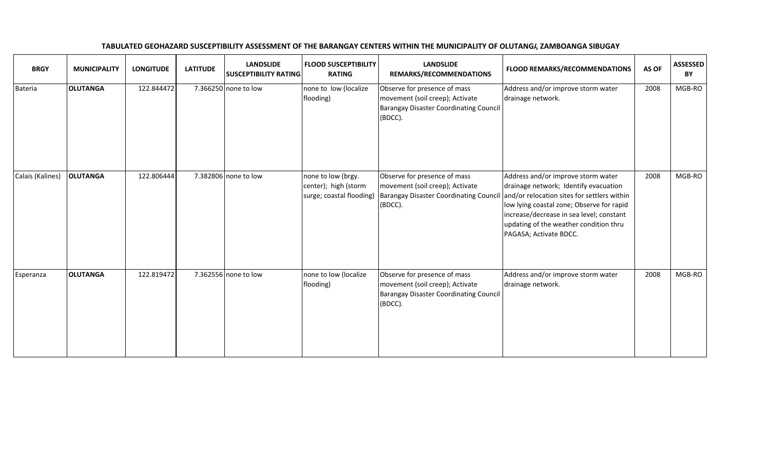# TABULATED GEOHAZARD SUSCEPTIBILITY ASSESSMENT OF THE BARANGAY CENTERS WITHIN THE MUNICIPALITY OF OLUTANGA, ZAMBOANGA SIBUGAY

| BRGY | MUNICIPALITY | LONGITUDE | LATITUDE | LANDSLIDE SUSCEPTIBILITY RATING | FLOOD SUSCEPTIBILITY RATING | LANDSLIDE REMARKS/RECOMMENDATIONS | FLOOD REMARKS/RECOMMENDATIONS | AS OF | ASSESSED BY |
|---|---|---|---|---|---|---|---|---|---|
| Bateria | **OLUTANGA** | 122.844472 | 7.366250 | none to low | none to low (localize flooding) | Observe for presence of mass movement (soil creep); Activate Barangay Disaster Coordinating Council (BDCC). | Address and/or improve storm water drainage network. | 2008 | MGB-RO |
| Calais (Kalines) | **OLUTANGA** | 122.806444 | 7.382806 | none to low | none to low (brgy. center); high (storm surge; coastal flooding) | Observe for presence of mass movement (soil creep); Activate Barangay Disaster Coordinating Council (BDCC). | Address and/or improve storm water drainage network; Identify evacuation and/or relocation sites for settlers within low lying coastal zone; Observe for rapid increase/decrease in sea level; constant updating of the weather condition thru PAGASA; Activate BDCC. | 2008 | MGB-RO |
| Esperanza | **OLUTANGA** | 122.819472 | 7.362556 | none to low | none to low (localize flooding) | Observe for presence of mass movement (soil creep); Activate Barangay Disaster Coordinating Council (BDCC). | Address and/or improve storm water drainage network. | 2008 | MGB-RO |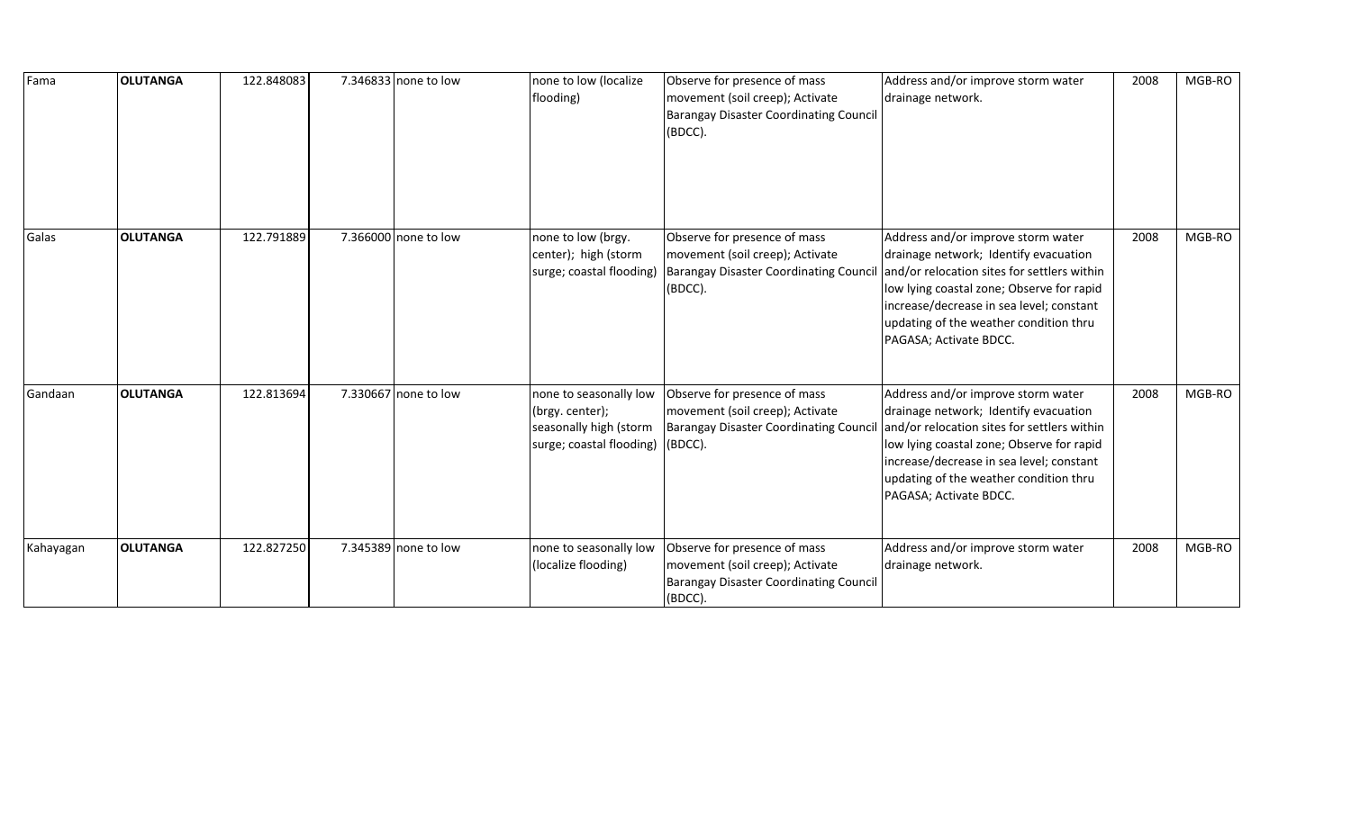| | | | | | | | | | |
|---|---|---|---|---|---|---|---|---|---|
| Fama | **OLUTANGA** | 122.848083 | 7.346833 | none to low | none to low (localize flooding) | Observe for presence of mass movement (soil creep); Activate Barangay Disaster Coordinating Council (BDCC). | Address and/or improve storm water drainage network. | 2008 | MGB-RO |
| Galas | **OLUTANGA** | 122.791889 | 7.366000 | none to low | none to low (brgy. center); high (storm surge; coastal flooding) | Observe for presence of mass movement (soil creep); Activate Barangay Disaster Coordinating Council (BDCC). | Address and/or improve storm water drainage network; Identify evacuation and/or relocation sites for settlers within low lying coastal zone; Observe for rapid increase/decrease in sea level; constant updating of the weather condition thru PAGASA; Activate BDCC. | 2008 | MGB-RO |
| Gandaan | **OLUTANGA** | 122.813694 | 7.330667 | none to low | none to seasonally low (brgy. center); seasonally high (storm surge; coastal flooding) | Observe for presence of mass movement (soil creep); Activate Barangay Disaster Coordinating Council (BDCC). | Address and/or improve storm water drainage network; Identify evacuation and/or relocation sites for settlers within low lying coastal zone; Observe for rapid increase/decrease in sea level; constant updating of the weather condition thru PAGASA; Activate BDCC. | 2008 | MGB-RO |
| Kahayagan | **OLUTANGA** | 122.827250 | 7.345389 | none to low | none to seasonally low (localize flooding) | Observe for presence of mass movement (soil creep); Activate Barangay Disaster Coordinating Council (BDCC). | Address and/or improve storm water drainage network. | 2008 | MGB-RO |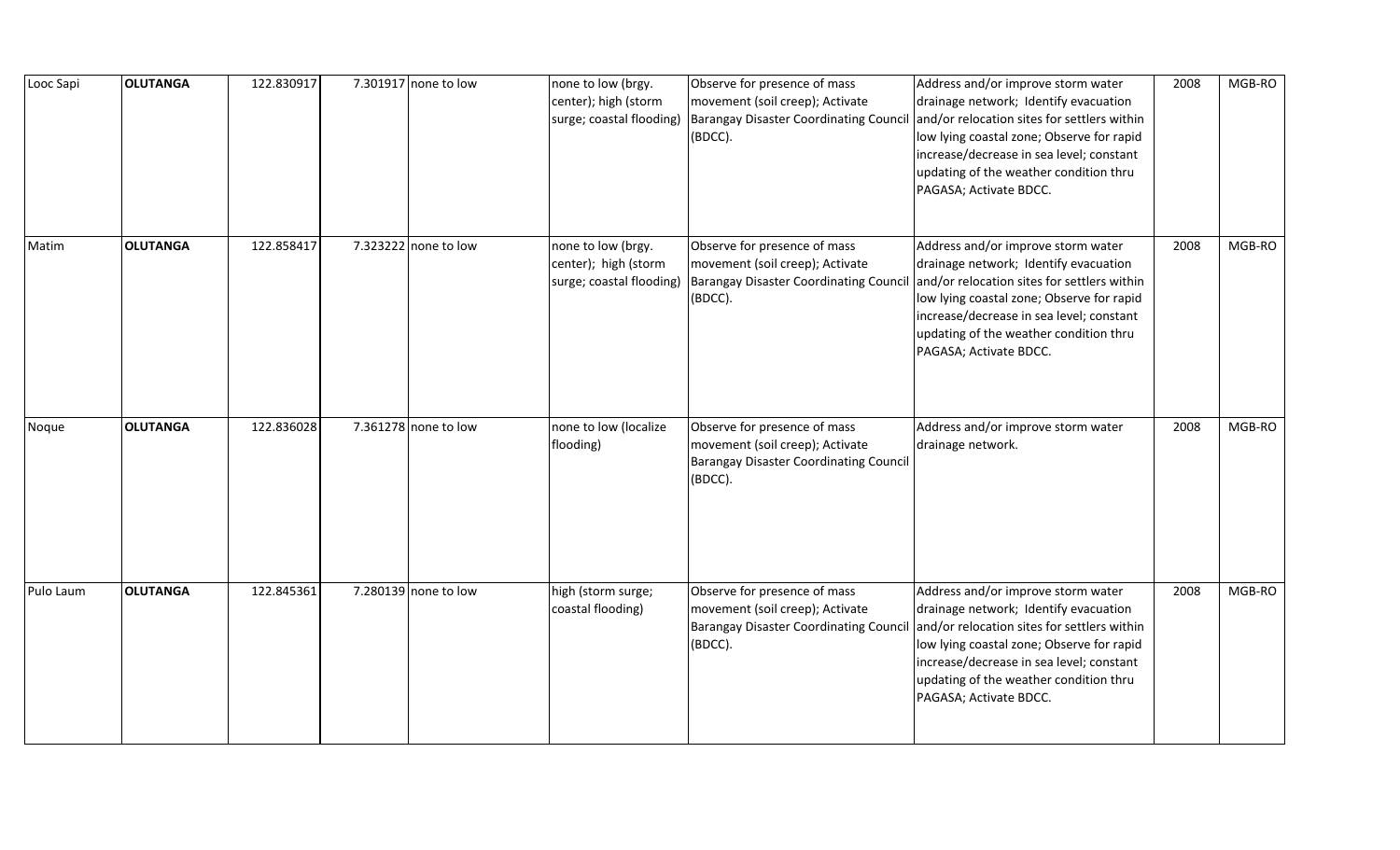| | | | | | | | | | |
|---|---|---|---|---|---|---|---|---|---|
| Looc Sapi | **OLUTANGA** | 122.830917 | 7.301917 | none to low | none to low (brgy. center); high (storm surge; coastal flooding) | Observe for presence of mass movement (soil creep); Activate Barangay Disaster Coordinating Council (BDCC). | Address and/or improve storm water drainage network; Identify evacuation and/or relocation sites for settlers within low lying coastal zone; Observe for rapid increase/decrease in sea level; constant updating of the weather condition thru PAGASA; Activate BDCC. | 2008 | MGB-RO |
| Matim | **OLUTANGA** | 122.858417 | 7.323222 | none to low | none to low (brgy. center); high (storm surge; coastal flooding) | Observe for presence of mass movement (soil creep); Activate Barangay Disaster Coordinating Council (BDCC). | Address and/or improve storm water drainage network; Identify evacuation and/or relocation sites for settlers within low lying coastal zone; Observe for rapid increase/decrease in sea level; constant updating of the weather condition thru PAGASA; Activate BDCC. | 2008 | MGB-RO |
| Noque | **OLUTANGA** | 122.836028 | 7.361278 | none to low | none to low (localize flooding) | Observe for presence of mass movement (soil creep); Activate Barangay Disaster Coordinating Council (BDCC). | Address and/or improve storm water drainage network. | 2008 | MGB-RO |
| Pulo Laum | **OLUTANGA** | 122.845361 | 7.280139 | none to low | high (storm surge; coastal flooding) | Observe for presence of mass movement (soil creep); Activate Barangay Disaster Coordinating Council (BDCC). | Address and/or improve storm water drainage network; Identify evacuation and/or relocation sites for settlers within low lying coastal zone; Observe for rapid increase/decrease in sea level; constant updating of the weather condition thru PAGASA; Activate BDCC. | 2008 | MGB-RO |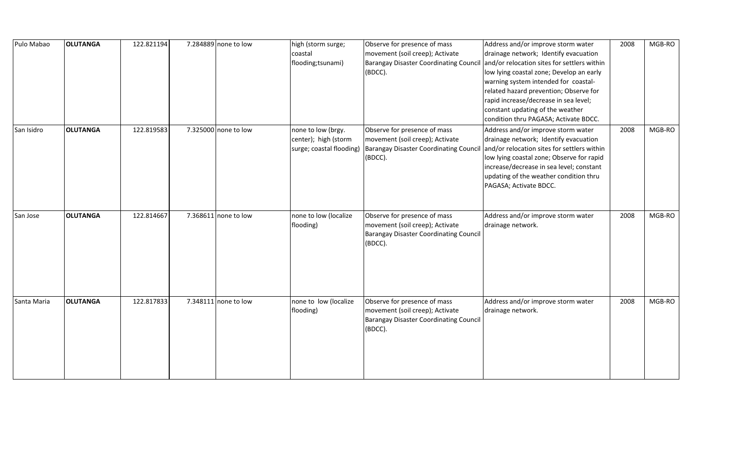| | | | | | | | | | |
|---|---|---|---|---|---|---|---|---|---|
| Pulo Mabao | **OLUTANGA** | 122.821194 | 7.284889 | none to low | high (storm surge; coastal flooding;tsunami) | Observe for presence of mass movement (soil creep); Activate Barangay Disaster Coordinating Council (BDCC). | Address and/or improve storm water drainage network; Identify evacuation and/or relocation sites for settlers within low lying coastal zone; Develop an early warning system intended for coastal-related hazard prevention; Observe for rapid increase/decrease in sea level; constant updating of the weather condition thru PAGASA; Activate BDCC. | 2008 | MGB-RO |
| San Isidro | **OLUTANGA** | 122.819583 | 7.325000 | none to low | none to low (brgy. center); high (storm surge; coastal flooding) | Observe for presence of mass movement (soil creep); Activate Barangay Disaster Coordinating Council (BDCC). | Address and/or improve storm water drainage network; Identify evacuation and/or relocation sites for settlers within low lying coastal zone; Observe for rapid increase/decrease in sea level; constant updating of the weather condition thru PAGASA; Activate BDCC. | 2008 | MGB-RO |
| San Jose | **OLUTANGA** | 122.814667 | 7.368611 | none to low | none to low (localize flooding) | Observe for presence of mass movement (soil creep); Activate Barangay Disaster Coordinating Council (BDCC). | Address and/or improve storm water drainage network. | 2008 | MGB-RO |
| Santa Maria | **OLUTANGA** | 122.817833 | 7.348111 | none to low | none to low (localize flooding) | Observe for presence of mass movement (soil creep); Activate Barangay Disaster Coordinating Council (BDCC). | Address and/or improve storm water drainage network. | 2008 | MGB-RO |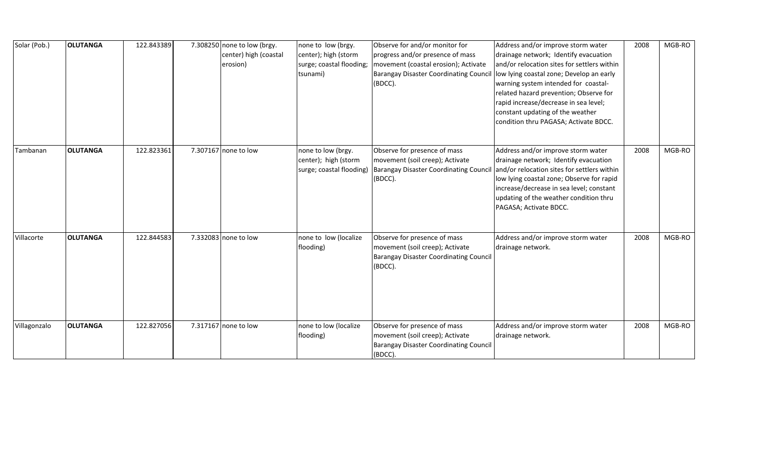| | | | | | | | | | |
|---|---|---|---|---|---|---|---|---|---|
| Solar (Pob.) | **OLUTANGA** | 122.843389 | 7.308250 | none to low (brgy. center) high (coastal erosion) | none to low (brgy. center); high (storm surge; coastal flooding; tsunami) | Observe for and/or monitor for progress and/or presence of mass movement (coastal erosion); Activate Barangay Disaster Coordinating Council (BDCC). | Address and/or improve storm water drainage network; Identify evacuation and/or relocation sites for settlers within low lying coastal zone; Develop an early warning system intended for coastal-related hazard prevention; Observe for rapid increase/decrease in sea level; constant updating of the weather condition thru PAGASA; Activate BDCC. | 2008 | MGB-RO |
| Tambanan | **OLUTANGA** | 122.823361 | 7.307167 | none to low | none to low (brgy. center); high (storm surge; coastal flooding) | Observe for presence of mass movement (soil creep); Activate Barangay Disaster Coordinating Council (BDCC). | Address and/or improve storm water drainage network; Identify evacuation and/or relocation sites for settlers within low lying coastal zone; Observe for rapid increase/decrease in sea level; constant updating of the weather condition thru PAGASA; Activate BDCC. | 2008 | MGB-RO |
| Villacorte | **OLUTANGA** | 122.844583 | 7.332083 | none to low | none to low (localize flooding) | Observe for presence of mass movement (soil creep); Activate Barangay Disaster Coordinating Council (BDCC). | Address and/or improve storm water drainage network. | 2008 | MGB-RO |
| Villagonzalo | **OLUTANGA** | 122.827056 | 7.317167 | none to low | none to low (localize flooding) | Observe for presence of mass movement (soil creep); Activate Barangay Disaster Coordinating Council (BDCC). | Address and/or improve storm water drainage network. | 2008 | MGB-RO |